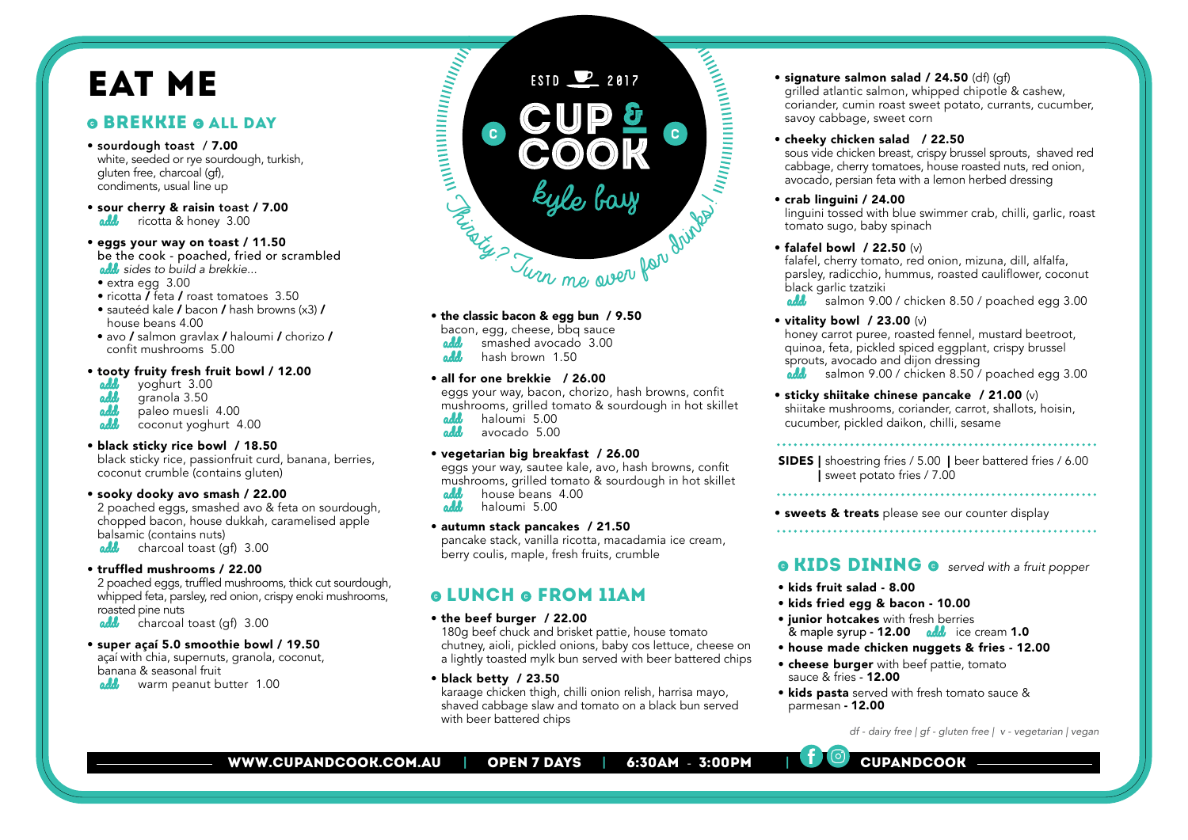# EAT ME

## BREKKIE · ALL DAY

- **sourdough toast / 7.00**
  white, seeded or rye sourdough, turkish, gluten free, charcoal (gf), condiments, usual line up
- **sour cherry & raisin toast / 7.00**
  add ricotta & honey 3.00
- **eggs your way on toast / 11.50**
  be the cook - poached, fried or scrambled
  add *sides to build a brekkie...*
  - extra egg 3.00
  - ricotta / feta / roast tomatoes 3.50
  - sauteéd kale / bacon / hash browns (x3) / house beans 4.00
  - avo / salmon gravlax / haloumi / chorizo / confit mushrooms 5.00
- **tooty fruity fresh fruit bowl / 12.00**
  add yoghurt 3.00
  add granola 3.50
  add paleo muesli 4.00
  add coconut yoghurt 4.00
- **black sticky rice bowl / 18.50**
  black sticky rice, passionfruit curd, banana, berries, coconut crumble (contains gluten)
- **sooky dooky avo smash / 22.00**
  2 poached eggs, smashed avo & feta on sourdough, chopped bacon, house dukkah, caramelised apple balsamic (contains nuts)
  add charcoal toast (gf) 3.00
- **truffled mushrooms / 22.00**
  2 poached eggs, truffled mushrooms, thick cut sourdough, whipped feta, parsley, red onion, crispy enoki mushrooms, roasted pine nuts
  add charcoal toast (gf) 3.00
- **super açaí 5.0 smoothie bowl / 19.50**
  açaí with chia, supernuts, granola, coconut, banana & seasonal fruit
  add warm peanut butter 1.00

ESTD 2017

CUP & COOK

kyle bay

Thirsty? Turn me over for drinks!

- **the classic bacon & egg bun / 9.50**
  bacon, egg, cheese, bbq sauce
  add smashed avocado 3.00
  add hash brown 1.50
- **all for one brekkie / 26.00**
  eggs your way, bacon, chorizo, hash browns, confit mushrooms, grilled tomato & sourdough in hot skillet
  add haloumi 5.00
  add avocado 5.00
- **vegetarian big breakfast / 26.00**
  eggs your way, sautee kale, avo, hash browns, confit mushrooms, grilled tomato & sourdough in hot skillet
  add house beans 4.00
  add haloumi 5.00
- **autumn stack pancakes / 21.50**
  pancake stack, vanilla ricotta, macadamia ice cream, berry coulis, maple, fresh fruits, crumble

## LUNCH · FROM 11AM

- **the beef burger / 22.00**
  180g beef chuck and brisket pattie, house tomato chutney, aioli, pickled onions, baby cos lettuce, cheese on a lightly toasted mylk bun served with beer battered chips
- **black betty / 23.50**
  karaage chicken thigh, chilli onion relish, harrisa mayo, shaved cabbage slaw and tomato on a black bun served with beer battered chips
- **signature salmon salad / 24.50** (df) (gf)
  grilled atlantic salmon, whipped chipotle & cashew, coriander, cumin roast sweet potato, currants, cucumber, savoy cabbage, sweet corn
- **cheeky chicken salad / 22.50**
  sous vide chicken breast, crispy brussel sprouts, shaved red cabbage, cherry tomatoes, house roasted nuts, red onion, avocado, persian feta with a lemon herbed dressing
- **crab linguini / 24.00**
  linguini tossed with blue swimmer crab, chilli, garlic, roast tomato sugo, baby spinach
- **falafel bowl / 22.50** (v)
  falafel, cherry tomato, red onion, mizuna, dill, alfalfa, parsley, radicchio, hummus, roasted cauliflower, coconut black garlic tzatziki
  add salmon 9.00 / chicken 8.50 / poached egg 3.00
- **vitality bowl / 23.00** (v)
  honey carrot puree, roasted fennel, mustard beetroot, quinoa, feta, pickled spiced eggplant, crispy brussel sprouts, avocado and dijon dressing
  add salmon 9.00 / chicken 8.50 / poached egg 3.00
- **sticky shiitake chinese pancake / 21.00** (v)
  shiitake mushrooms, coriander, carrot, shallots, hoisin, cucumber, pickled daikon, chilli, sesame

**SIDES** | shoestring fries / 5.00 | beer battered fries / 6.00 | sweet potato fries / 7.00

- **sweets & treats** please see our counter display

## KIDS DINING · *served with a fruit popper*

- **kids fruit salad - 8.00**
- **kids fried egg & bacon - 10.00**
- **junior hotcakes** with fresh berries & maple syrup - **12.00** add ice cream **1.0**
- **house made chicken nuggets & fries - 12.00**
- **cheese burger** with beef pattie, tomato sauce & fries - **12.00**
- **kids pasta** served with fresh tomato sauce & parmesan **- 12.00**

*df - dairy free | gf - gluten free | v - vegetarian | vegan*

WWW.CUPANDCOOK.COM.AU | OPEN 7 DAYS | 6:30AM - 3:00PM | CUPANDCOOK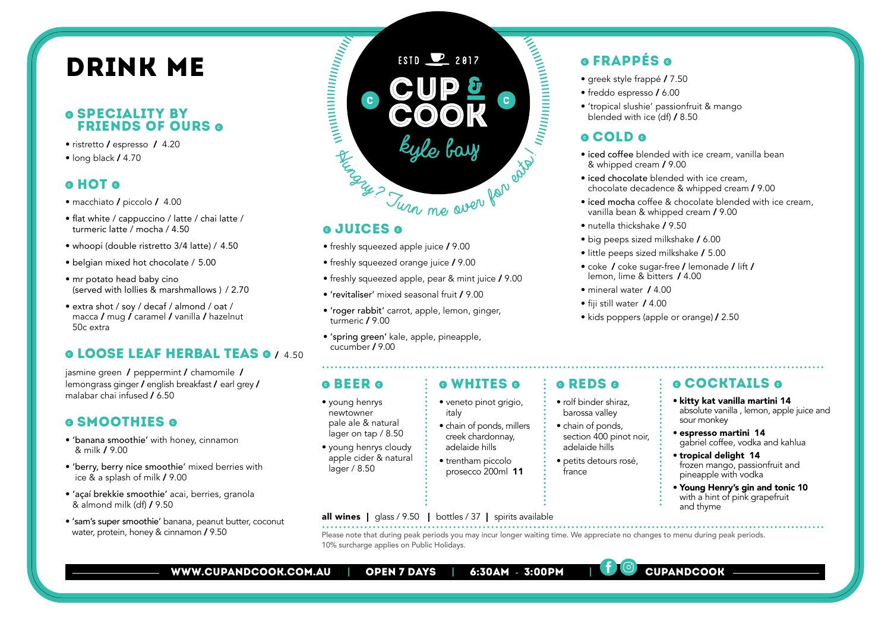# DRINK ME

## SPECIALITY BY FRIENDS OF OURS

- ristretto / espresso / 4.20
- long black / 4.70

## HOT

- macchiato / piccolo / 4.00
- flat white / cappuccino / latte / chai latte / turmeric latte / mocha / 4.50
- whoopi (double ristretto 3/4 latte) / 4.50
- belgian mixed hot chocolate / 5.00
- mr potato head baby cino (served with lollies & marshmallows ) / 2.70
- extra shot / soy / decaf / almond / oat / macca / mug / caramel / vanilla / hazelnut 50c extra

## LOOSE LEAF HERBAL TEAS / 4.50

jasmine green / peppermint / chamomile / lemongrass ginger / english breakfast / earl grey / malabar chai infused / 6.50

## SMOOTHIES

- 'banana smoothie' with honey, cinnamon & milk / 9.00
- 'berry, berry nice smoothie' mixed berries with ice & a splash of milk / 9.00
- 'açaí brekkie smoothie' acai, berries, granola & almond milk (df) / 9.50
- 'sam's super smoothie' banana, peanut butter, coconut water, protein, honey & cinnamon / 9.50

ESTD 2017

CUP & COOK

kyle bay

Hungry? Turn me over for eats!

## JUICES

- freshly squeezed apple juice / 9.00
- freshly squeezed orange juice / 9.00
- freshly squeezed apple, pear & mint juice / 9.00
- 'revitaliser' mixed seasonal fruit / 9.00
- 'roger rabbit' carrot, apple, lemon, ginger, turmeric / 9.00
- 'spring green' kale, apple, pineapple, cucumber / 9.00

## FRAPPÉS

- greek style frappé / 7.50
- freddo espresso / 6.00
- 'tropical slushie' passionfruit & mango blended with ice (df) / 8.50

## COLD

- iced coffee blended with ice cream, vanilla bean & whipped cream / 9.00
- iced chocolate blended with ice cream, chocolate decadence & whipped cream / 9.00
- iced mocha coffee & chocolate blended with ice cream, vanilla bean & whipped cream / 9.00
- nutella thickshake / 9.50
- big peeps sized milkshake / 6.00
- little peeps sized milkshake / 5.00
- coke / coke sugar-free / lemonade / lift / lemon, lime & bitters / 4.00
- mineral water / 4.00
- fiji still water / 4.00
- kids poppers (apple or orange) / 2.50

## BEER

- young henrys newtowner pale ale & natural lager on tap / 8.50
- young henrys cloudy apple cider & natural lager / 8.50

## WHITES

- veneto pinot grigio, italy
- chain of ponds, millers creek chardonnay, adelaide hills
- trentham piccolo prosecco 200ml **11**

## REDS

- rolf binder shiraz, barossa valley
- chain of ponds, section 400 pinot noir, adelaide hills
- petits detours rosé, france

## COCKTAILS

- **kitty kat vanilla martini 14** absolute vanilla , lemon, apple juice and sour monkey
- **espresso martini 14** gabriel coffee, vodka and kahlua
- **tropical delight 14** frozen mango, passionfruit and pineapple with vodka
- **Young Henry's gin and tonic 10** with a hint of pink grapefruit and thyme

**all wines** | glass / 9.50 | bottles / 37 | spirits available

Please note that during peak periods you may incur longer waiting time. We appreciate no changes to menu during peak periods.
10% surcharge applies on Public Holidays.

WWW.CUPANDCOOK.COM.AU | OPEN 7 DAYS | 6:30AM - 3:00PM | CUPANDCOOK